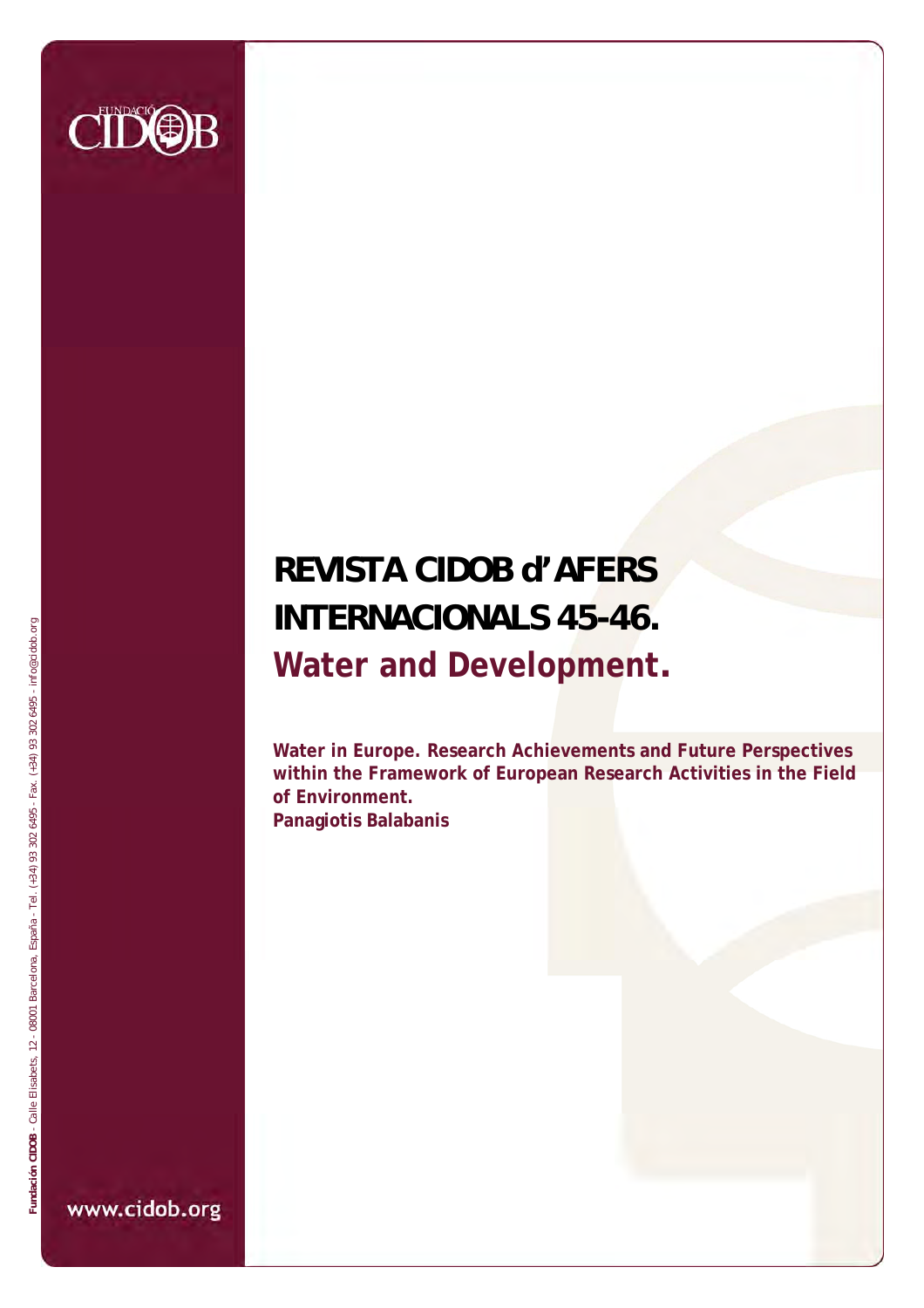# REVISTA CIDOB d'AFERS INTERNACIONALS 45-46.

## Water and Development.

**Water in Europe. Research Achievements and Future Perspectives within the Framework of European Research Activities in the Field of Environment.**

**Panagiotis Balabanis**

**Fundación CIDOB** - Calle Elisabets, 12 - 08001 Barcelona, España - Tel. (+34) 93 302 6495 - Fax. (+34) 93 302 6495 - info@cidob.org

www.cidob.org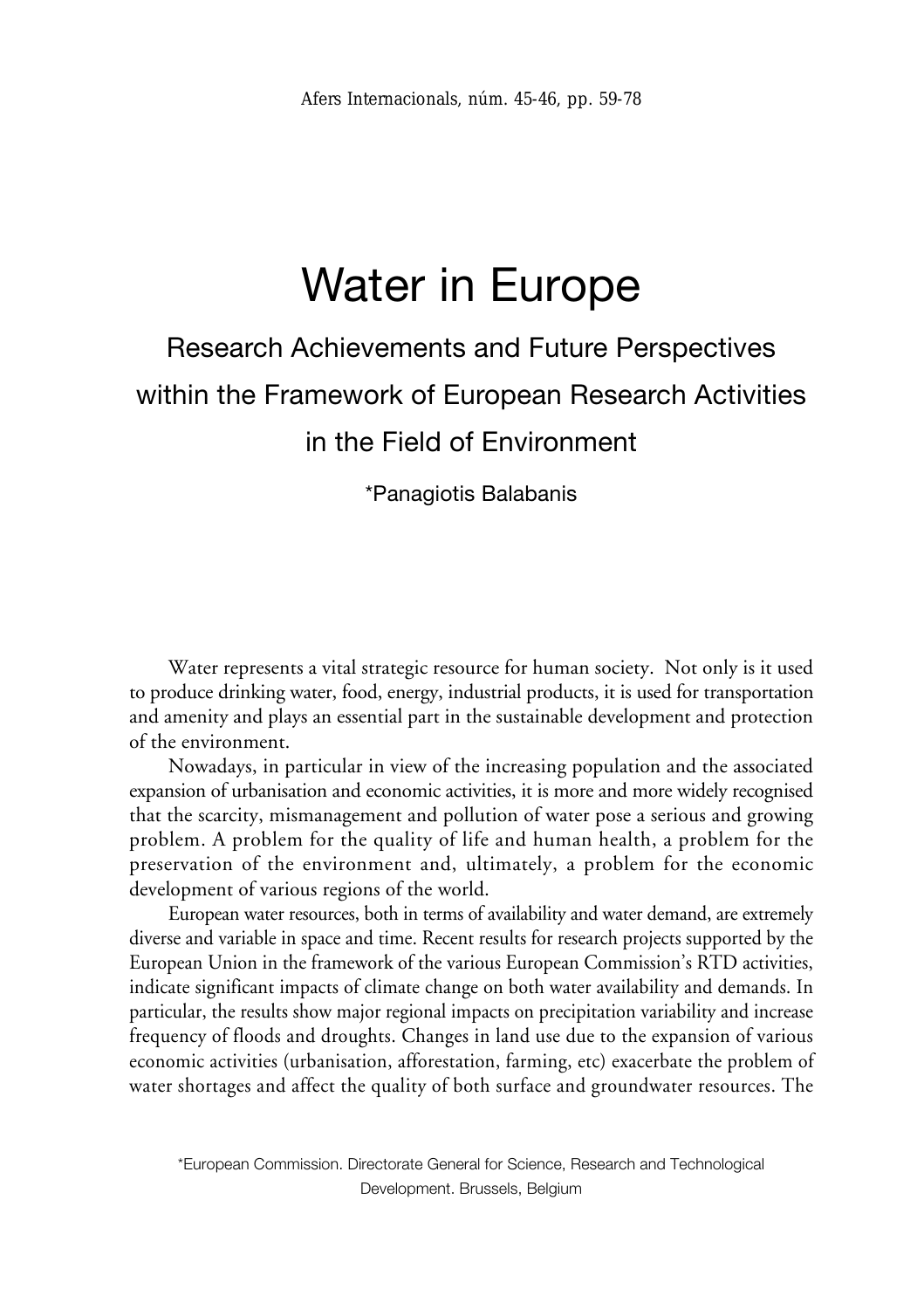# Water in Europe

## Research Achievements and Future Perspectives within the Framework of European Research Activities in the Field of Environment

*Panagiotis Balabanis

Water represents a vital strategic resource for human society. Not only is it used to produce drinking water, food, energy, industrial products, it is used for transportation and amenity and plays an essential part in the sustainable development and protection of the environment.

Nowadays, in particular in view of the increasing population and the associated expansion of urbanisation and economic activities, it is more and more widely recognised that the scarcity, mismanagement and pollution of water pose a serious and growing problem. A problem for the quality of life and human health, a problem for the preservation of the environment and, ultimately, a problem for the economic development of various regions of the world.

European water resources, both in terms of availability and water demand, are extremely diverse and variable in space and time. Recent results for research projects supported by the European Union in the framework of the various European Commission's RTD activities, indicate significant impacts of climate change on both water availability and demands. In particular, the results show major regional impacts on precipitation variability and increase frequency of floods and droughts. Changes in land use due to the expansion of various economic activities (urbanisation, afforestation, farming, etc) exacerbate the problem of water shortages and affect the quality of both surface and groundwater resources. The

*European Commission. Directorate General for Science, Research and Technological Development. Brussels, Belgium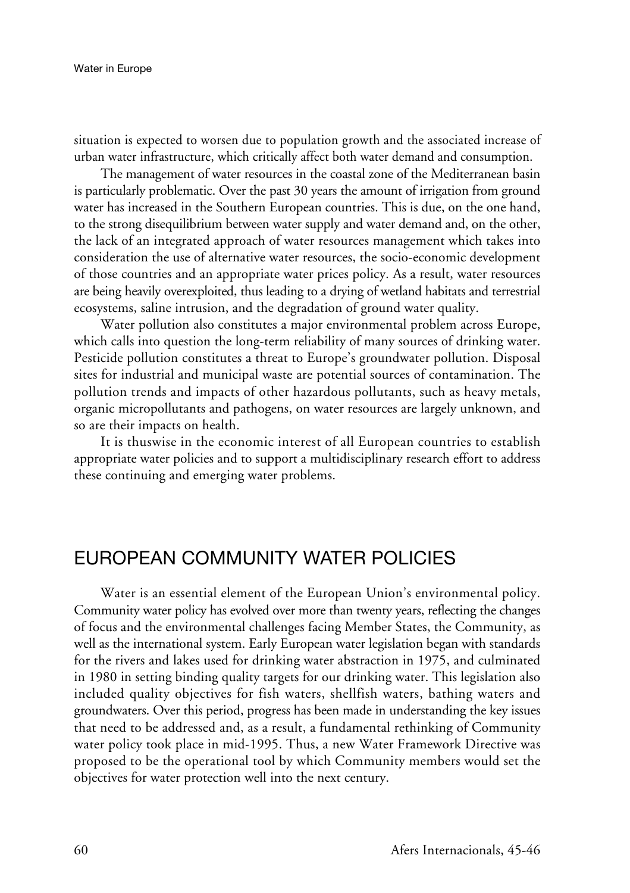situation is expected to worsen due to population growth and the associated increase of urban water infrastructure, which critically affect both water demand and consumption.

The management of water resources in the coastal zone of the Mediterranean basin is particularly problematic. Over the past 30 years the amount of irrigation from ground water has increased in the Southern European countries. This is due, on the one hand, to the strong disequilibrium between water supply and water demand and, on the other, the lack of an integrated approach of water resources management which takes into consideration the use of alternative water resources, the socio-economic development of those countries and an appropriate water prices policy. As a result, water resources are being heavily overexploited, thus leading to a drying of wetland habitats and terrestrial ecosystems, saline intrusion, and the degradation of ground water quality.

Water pollution also constitutes a major environmental problem across Europe, which calls into question the long-term reliability of many sources of drinking water. Pesticide pollution constitutes a threat to Europe's groundwater pollution. Disposal sites for industrial and municipal waste are potential sources of contamination. The pollution trends and impacts of other hazardous pollutants, such as heavy metals, organic micropollutants and pathogens, on water resources are largely unknown, and so are their impacts on health.

It is thuswise in the economic interest of all European countries to establish appropriate water policies and to support a multidisciplinary research effort to address these continuing and emerging water problems.

## EUROPEAN COMMUNITY WATER POLICIES

Water is an essential element of the European Union's environmental policy. Community water policy has evolved over more than twenty years, reflecting the changes of focus and the environmental challenges facing Member States, the Community, as well as the international system. Early European water legislation began with standards for the rivers and lakes used for drinking water abstraction in 1975, and culminated in 1980 in setting binding quality targets for our drinking water. This legislation also included quality objectives for fish waters, shellfish waters, bathing waters and groundwaters. Over this period, progress has been made in understanding the key issues that need to be addressed and, as a result, a fundamental rethinking of Community water policy took place in mid-1995. Thus, a new Water Framework Directive was proposed to be the operational tool by which Community members would set the objectives for water protection well into the next century.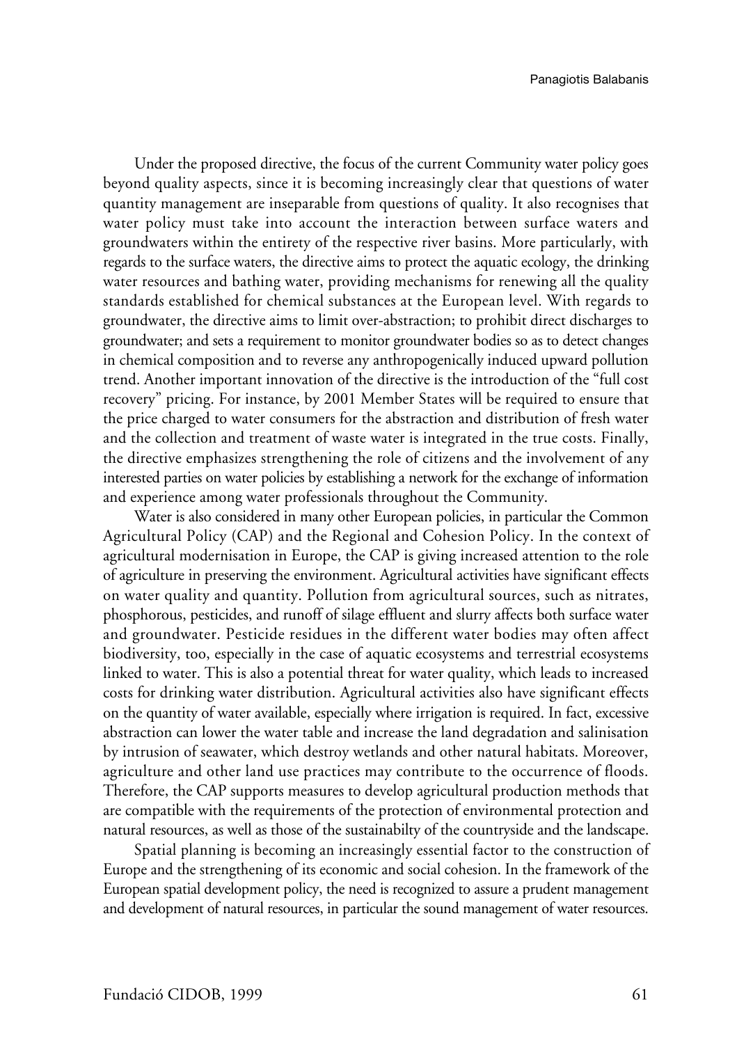Under the proposed directive, the focus of the current Community water policy goes beyond quality aspects, since it is becoming increasingly clear that questions of water quantity management are inseparable from questions of quality. It also recognises that water policy must take into account the interaction between surface waters and groundwaters within the entirety of the respective river basins. More particularly, with regards to the surface waters, the directive aims to protect the aquatic ecology, the drinking water resources and bathing water, providing mechanisms for renewing all the quality standards established for chemical substances at the European level. With regards to groundwater, the directive aims to limit over-abstraction; to prohibit direct discharges to groundwater; and sets a requirement to monitor groundwater bodies so as to detect changes in chemical composition and to reverse any anthropogenically induced upward pollution trend. Another important innovation of the directive is the introduction of the "full cost recovery" pricing. For instance, by 2001 Member States will be required to ensure that the price charged to water consumers for the abstraction and distribution of fresh water and the collection and treatment of waste water is integrated in the true costs. Finally, the directive emphasizes strengthening the role of citizens and the involvement of any interested parties on water policies by establishing a network for the exchange of information and experience among water professionals throughout the Community.

Water is also considered in many other European policies, in particular the Common Agricultural Policy (CAP) and the Regional and Cohesion Policy. In the context of agricultural modernisation in Europe, the CAP is giving increased attention to the role of agriculture in preserving the environment. Agricultural activities have significant effects on water quality and quantity. Pollution from agricultural sources, such as nitrates, phosphorous, pesticides, and runoff of silage effluent and slurry affects both surface water and groundwater. Pesticide residues in the different water bodies may often affect biodiversity, too, especially in the case of aquatic ecosystems and terrestrial ecosystems linked to water. This is also a potential threat for water quality, which leads to increased costs for drinking water distribution. Agricultural activities also have significant effects on the quantity of water available, especially where irrigation is required. In fact, excessive abstraction can lower the water table and increase the land degradation and salinisation by intrusion of seawater, which destroy wetlands and other natural habitats. Moreover, agriculture and other land use practices may contribute to the occurrence of floods. Therefore, the CAP supports measures to develop agricultural production methods that are compatible with the requirements of the protection of environmental protection and natural resources, as well as those of the sustainabilty of the countryside and the landscape.

Spatial planning is becoming an increasingly essential factor to the construction of Europe and the strengthening of its economic and social cohesion. In the framework of the European spatial development policy, the need is recognized to assure a prudent management and development of natural resources, in particular the sound management of water resources.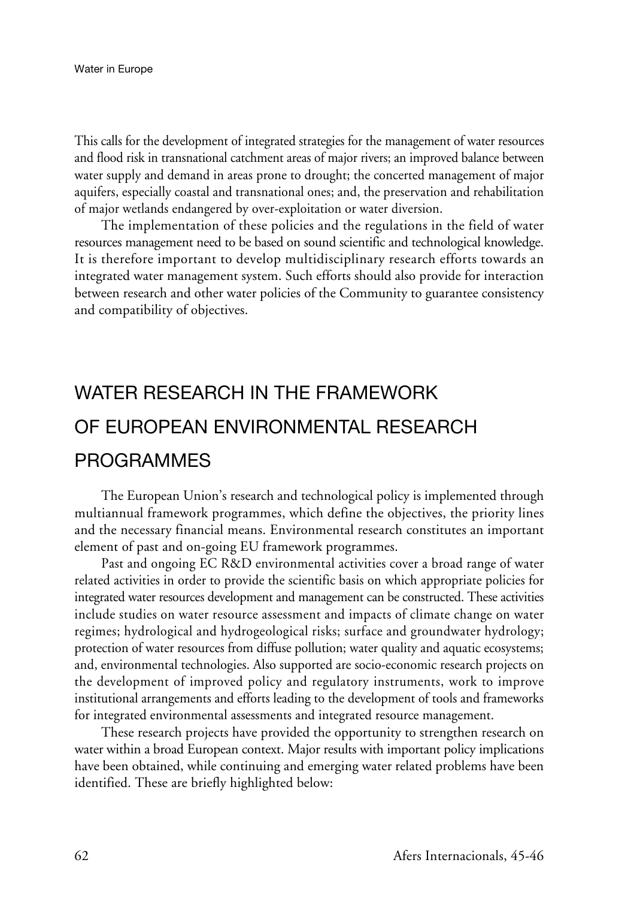This calls for the development of integrated strategies for the management of water resources and flood risk in transnational catchment areas of major rivers; an improved balance between water supply and demand in areas prone to drought; the concerted management of major aquifers, especially coastal and transnational ones; and, the preservation and rehabilitation of major wetlands endangered by over-exploitation or water diversion.

The implementation of these policies and the regulations in the field of water resources management need to be based on sound scientific and technological knowledge. It is therefore important to develop multidisciplinary research efforts towards an integrated water management system. Such efforts should also provide for interaction between research and other water policies of the Community to guarantee consistency and compatibility of objectives.

## WATER RESEARCH IN THE FRAMEWORK OF EUROPEAN ENVIRONMENTAL RESEARCH PROGRAMMES

The European Union's research and technological policy is implemented through multiannual framework programmes, which define the objectives, the priority lines and the necessary financial means. Environmental research constitutes an important element of past and on-going EU framework programmes.

Past and ongoing EC R&D environmental activities cover a broad range of water related activities in order to provide the scientific basis on which appropriate policies for integrated water resources development and management can be constructed. These activities include studies on water resource assessment and impacts of climate change on water regimes; hydrological and hydrogeological risks; surface and groundwater hydrology; protection of water resources from diffuse pollution; water quality and aquatic ecosystems; and, environmental technologies. Also supported are socio-economic research projects on the development of improved policy and regulatory instruments, work to improve institutional arrangements and efforts leading to the development of tools and frameworks for integrated environmental assessments and integrated resource management.

These research projects have provided the opportunity to strengthen research on water within a broad European context. Major results with important policy implications have been obtained, while continuing and emerging water related problems have been identified. These are briefly highlighted below: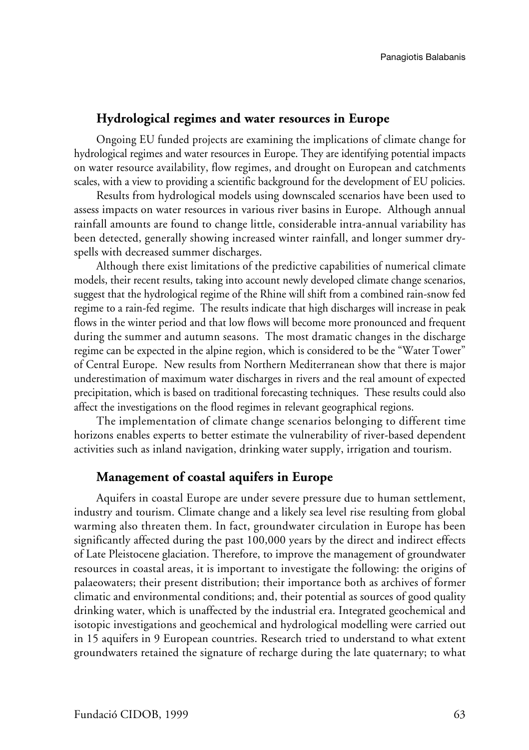## Hydrological regimes and water resources in Europe

Ongoing EU funded projects are examining the implications of climate change for hydrological regimes and water resources in Europe. They are identifying potential impacts on water resource availability, flow regimes, and drought on European and catchments scales, with a view to providing a scientific background for the development of EU policies.

Results from hydrological models using downscaled scenarios have been used to assess impacts on water resources in various river basins in Europe. Although annual rainfall amounts are found to change little, considerable intra-annual variability has been detected, generally showing increased winter rainfall, and longer summer dry-spells with decreased summer discharges.

Although there exist limitations of the predictive capabilities of numerical climate models, their recent results, taking into account newly developed climate change scenarios, suggest that the hydrological regime of the Rhine will shift from a combined rain-snow fed regime to a rain-fed regime. The results indicate that high discharges will increase in peak flows in the winter period and that low flows will become more pronounced and frequent during the summer and autumn seasons. The most dramatic changes in the discharge regime can be expected in the alpine region, which is considered to be the "Water Tower" of Central Europe. New results from Northern Mediterranean show that there is major underestimation of maximum water discharges in rivers and the real amount of expected precipitation, which is based on traditional forecasting techniques. These results could also affect the investigations on the flood regimes in relevant geographical regions.

The implementation of climate change scenarios belonging to different time horizons enables experts to better estimate the vulnerability of river-based dependent activities such as inland navigation, drinking water supply, irrigation and tourism.

## Management of coastal aquifers in Europe

Aquifers in coastal Europe are under severe pressure due to human settlement, industry and tourism. Climate change and a likely sea level rise resulting from global warming also threaten them. In fact, groundwater circulation in Europe has been significantly affected during the past 100,000 years by the direct and indirect effects of Late Pleistocene glaciation. Therefore, to improve the management of groundwater resources in coastal areas, it is important to investigate the following: the origins of palaeowaters; their present distribution; their importance both as archives of former climatic and environmental conditions; and, their potential as sources of good quality drinking water, which is unaffected by the industrial era. Integrated geochemical and isotopic investigations and geochemical and hydrological modelling were carried out in 15 aquifers in 9 European countries. Research tried to understand to what extent groundwaters retained the signature of recharge during the late quaternary; to what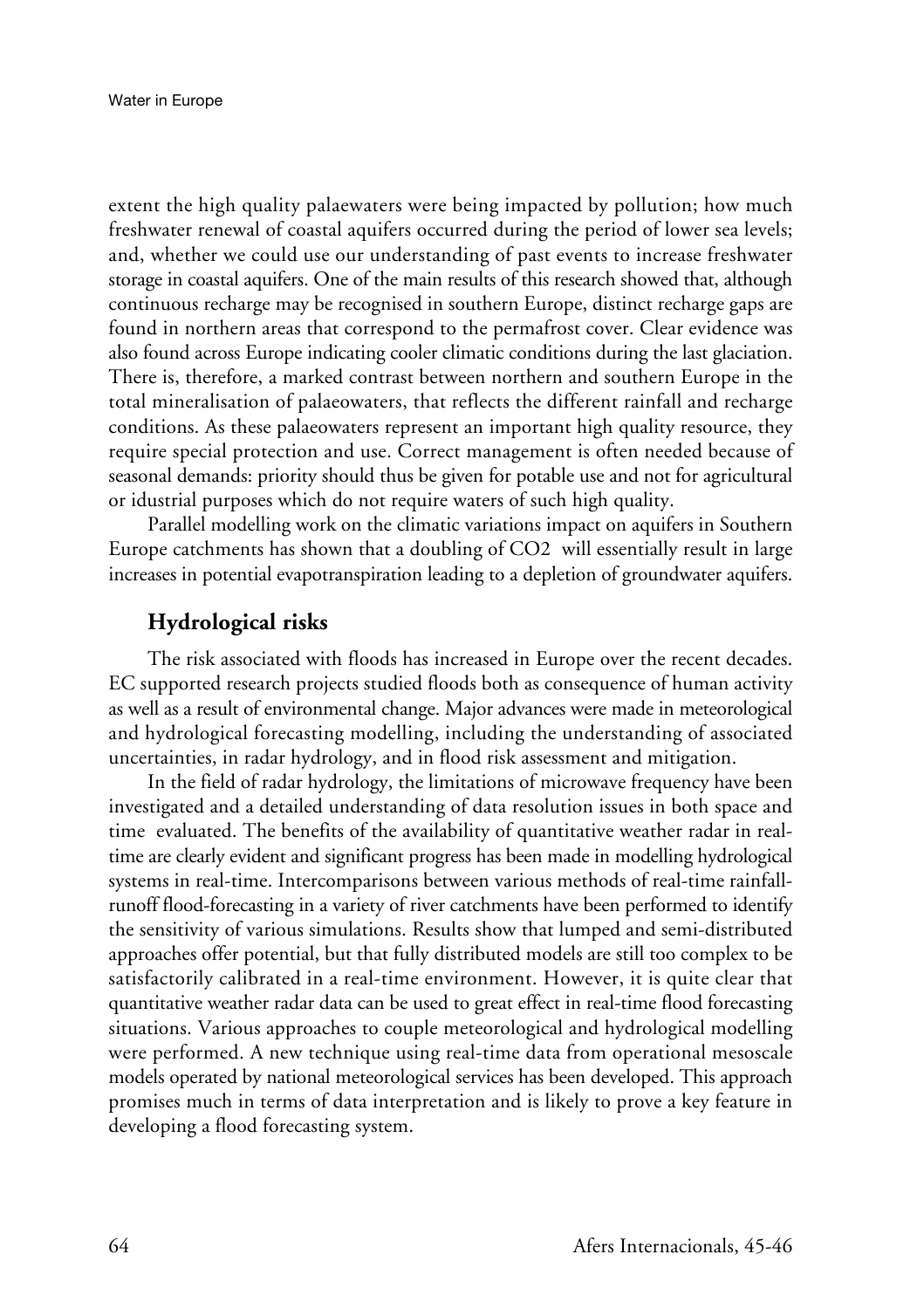extent the high quality palaewaters were being impacted by pollution; how much freshwater renewal of coastal aquifers occurred during the period of lower sea levels; and, whether we could use our understanding of past events to increase freshwater storage in coastal aquifers. One of the main results of this research showed that, although continuous recharge may be recognised in southern Europe, distinct recharge gaps are found in northern areas that correspond to the permafrost cover. Clear evidence was also found across Europe indicating cooler climatic conditions during the last glaciation. There is, therefore, a marked contrast between northern and southern Europe in the total mineralisation of palaeowaters, that reflects the different rainfall and recharge conditions. As these palaeowaters represent an important high quality resource, they require special protection and use. Correct management is often needed because of seasonal demands: priority should thus be given for potable use and not for agricultural or idustrial purposes which do not require waters of such high quality.

Parallel modelling work on the climatic variations impact on aquifers in Southern Europe catchments has shown that a doubling of $CO_2$ will essentially result in large increases in potential evapotranspiration leading to a depletion of groundwater aquifers.

## Hydrological risks

The risk associated with floods has increased in Europe over the recent decades. EC supported research projects studied floods both as consequence of human activity as well as a result of environmental change. Major advances were made in meteorological and hydrological forecasting modelling, including the understanding of associated uncertainties, in radar hydrology, and in flood risk assessment and mitigation.

In the field of radar hydrology, the limitations of microwave frequency have been investigated and a detailed understanding of data resolution issues in both space and time evaluated. The benefits of the availability of quantitative weather radar in real-time are clearly evident and significant progress has been made in modelling hydrological systems in real-time. Intercomparisons between various methods of real-time rainfall-runoff flood-forecasting in a variety of river catchments have been performed to identify the sensitivity of various simulations. Results show that lumped and semi-distributed approaches offer potential, but that fully distributed models are still too complex to be satisfactorily calibrated in a real-time environment. However, it is quite clear that quantitative weather radar data can be used to great effect in real-time flood forecasting situations. Various approaches to couple meteorological and hydrological modelling were performed. A new technique using real-time data from operational mesoscale models operated by national meteorological services has been developed. This approach promises much in terms of data interpretation and is likely to prove a key feature in developing a flood forecasting system.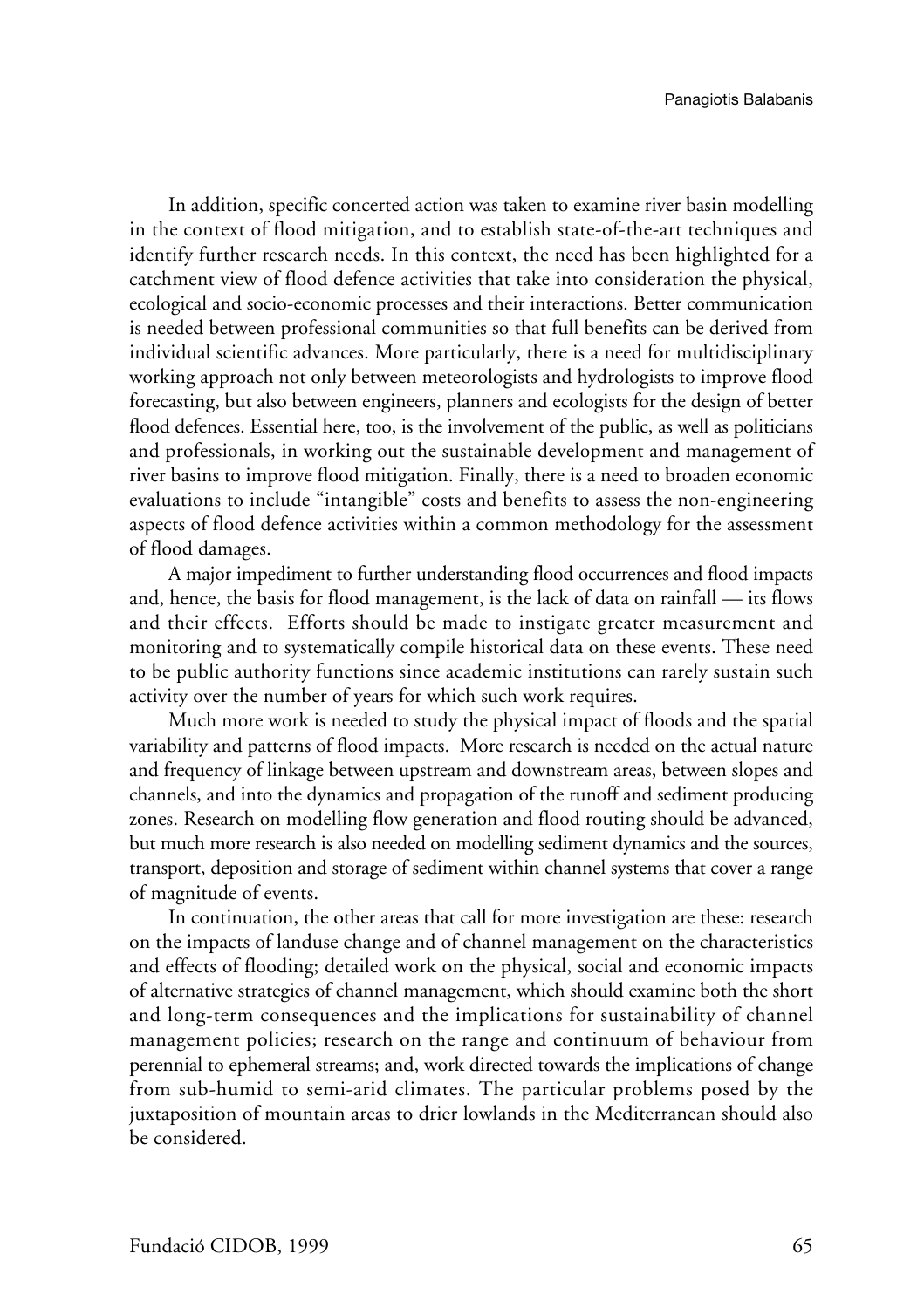In addition, specific concerted action was taken to examine river basin modelling in the context of flood mitigation, and to establish state-of-the-art techniques and identify further research needs. In this context, the need has been highlighted for a catchment view of flood defence activities that take into consideration the physical, ecological and socio-economic processes and their interactions. Better communication is needed between professional communities so that full benefits can be derived from individual scientific advances. More particularly, there is a need for multidisciplinary working approach not only between meteorologists and hydrologists to improve flood forecasting, but also between engineers, planners and ecologists for the design of better flood defences. Essential here, too, is the involvement of the public, as well as politicians and professionals, in working out the sustainable development and management of river basins to improve flood mitigation. Finally, there is a need to broaden economic evaluations to include "intangible" costs and benefits to assess the non-engineering aspects of flood defence activities within a common methodology for the assessment of flood damages.

A major impediment to further understanding flood occurrences and flood impacts and, hence, the basis for flood management, is the lack of data on rainfall — its flows and their effects. Efforts should be made to instigate greater measurement and monitoring and to systematically compile historical data on these events. These need to be public authority functions since academic institutions can rarely sustain such activity over the number of years for which such work requires.

Much more work is needed to study the physical impact of floods and the spatial variability and patterns of flood impacts. More research is needed on the actual nature and frequency of linkage between upstream and downstream areas, between slopes and channels, and into the dynamics and propagation of the runoff and sediment producing zones. Research on modelling flow generation and flood routing should be advanced, but much more research is also needed on modelling sediment dynamics and the sources, transport, deposition and storage of sediment within channel systems that cover a range of magnitude of events.

In continuation, the other areas that call for more investigation are these: research on the impacts of landuse change and of channel management on the characteristics and effects of flooding; detailed work on the physical, social and economic impacts of alternative strategies of channel management, which should examine both the short and long-term consequences and the implications for sustainability of channel management policies; research on the range and continuum of behaviour from perennial to ephemeral streams; and, work directed towards the implications of change from sub-humid to semi-arid climates. The particular problems posed by the juxtaposition of mountain areas to drier lowlands in the Mediterranean should also be considered.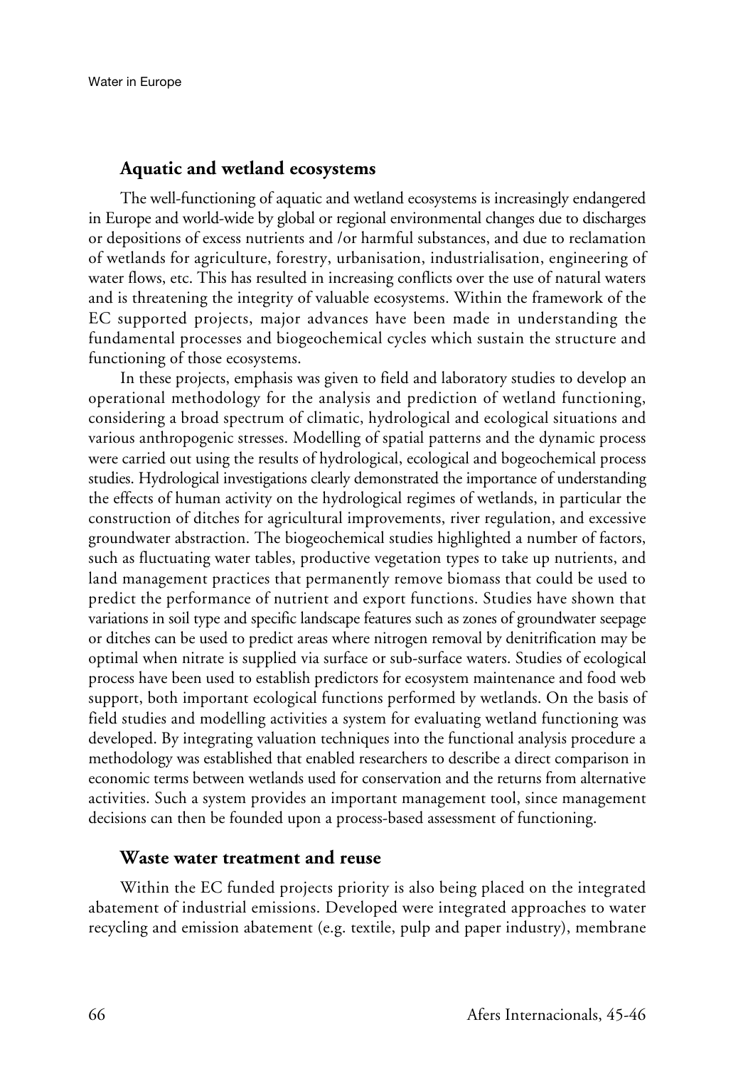## Aquatic and wetland ecosystems

The well-functioning of aquatic and wetland ecosystems is increasingly endangered in Europe and world-wide by global or regional environmental changes due to discharges or depositions of excess nutrients and /or harmful substances, and due to reclamation of wetlands for agriculture, forestry, urbanisation, industrialisation, engineering of water flows, etc. This has resulted in increasing conflicts over the use of natural waters and is threatening the integrity of valuable ecosystems. Within the framework of the EC supported projects, major advances have been made in understanding the fundamental processes and biogeochemical cycles which sustain the structure and functioning of those ecosystems.

In these projects, emphasis was given to field and laboratory studies to develop an operational methodology for the analysis and prediction of wetland functioning, considering a broad spectrum of climatic, hydrological and ecological situations and various anthropogenic stresses. Modelling of spatial patterns and the dynamic process were carried out using the results of hydrological, ecological and bogeochemical process studies. Hydrological investigations clearly demonstrated the importance of understanding the effects of human activity on the hydrological regimes of wetlands, in particular the construction of ditches for agricultural improvements, river regulation, and excessive groundwater abstraction. The biogeochemical studies highlighted a number of factors, such as fluctuating water tables, productive vegetation types to take up nutrients, and land management practices that permanently remove biomass that could be used to predict the performance of nutrient and export functions. Studies have shown that variations in soil type and specific landscape features such as zones of groundwater seepage or ditches can be used to predict areas where nitrogen removal by denitrification may be optimal when nitrate is supplied via surface or sub-surface waters. Studies of ecological process have been used to establish predictors for ecosystem maintenance and food web support, both important ecological functions performed by wetlands. On the basis of field studies and modelling activities a system for evaluating wetland functioning was developed. By integrating valuation techniques into the functional analysis procedure a methodology was established that enabled researchers to describe a direct comparison in economic terms between wetlands used for conservation and the returns from alternative activities. Such a system provides an important management tool, since management decisions can then be founded upon a process-based assessment of functioning.

## Waste water treatment and reuse

Within the EC funded projects priority is also being placed on the integrated abatement of industrial emissions. Developed were integrated approaches to water recycling and emission abatement (e.g. textile, pulp and paper industry), membrane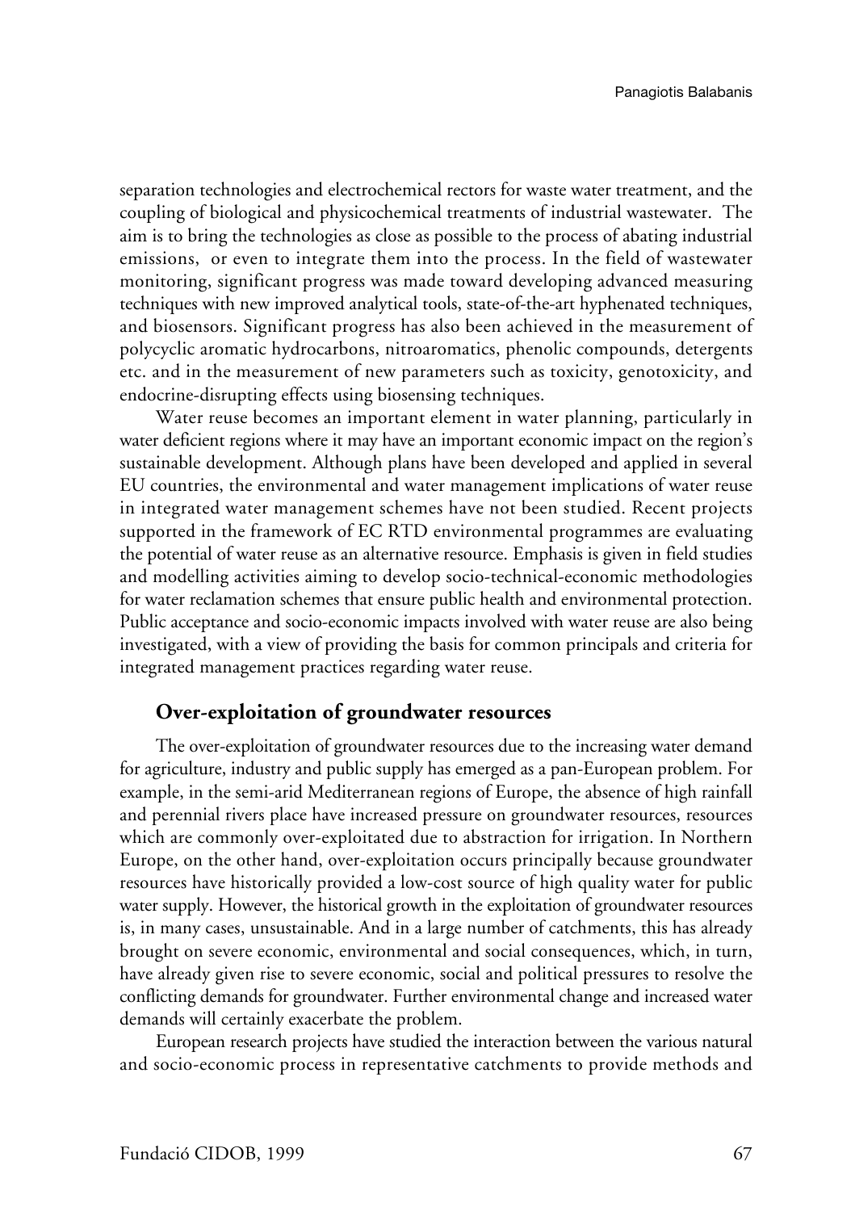separation technologies and electrochemical rectors for waste water treatment, and the coupling of biological and physicochemical treatments of industrial wastewater. The aim is to bring the technologies as close as possible to the process of abating industrial emissions, or even to integrate them into the process. In the field of wastewater monitoring, significant progress was made toward developing advanced measuring techniques with new improved analytical tools, state-of-the-art hyphenated techniques, and biosensors. Significant progress has also been achieved in the measurement of polycyclic aromatic hydrocarbons, nitroaromatics, phenolic compounds, detergents etc. and in the measurement of new parameters such as toxicity, genotoxicity, and endocrine-disrupting effects using biosensing techniques.

Water reuse becomes an important element in water planning, particularly in water deficient regions where it may have an important economic impact on the region's sustainable development. Although plans have been developed and applied in several EU countries, the environmental and water management implications of water reuse in integrated water management schemes have not been studied. Recent projects supported in the framework of EC RTD environmental programmes are evaluating the potential of water reuse as an alternative resource. Emphasis is given in field studies and modelling activities aiming to develop socio-technical-economic methodologies for water reclamation schemes that ensure public health and environmental protection. Public acceptance and socio-economic impacts involved with water reuse are also being investigated, with a view of providing the basis for common principals and criteria for integrated management practices regarding water reuse.

## Over-exploitation of groundwater resources

The over-exploitation of groundwater resources due to the increasing water demand for agriculture, industry and public supply has emerged as a pan-European problem. For example, in the semi-arid Mediterranean regions of Europe, the absence of high rainfall and perennial rivers place have increased pressure on groundwater resources, resources which are commonly over-exploitated due to abstraction for irrigation. In Northern Europe, on the other hand, over-exploitation occurs principally because groundwater resources have historically provided a low-cost source of high quality water for public water supply. However, the historical growth in the exploitation of groundwater resources is, in many cases, unsustainable. And in a large number of catchments, this has already brought on severe economic, environmental and social consequences, which, in turn, have already given rise to severe economic, social and political pressures to resolve the conflicting demands for groundwater. Further environmental change and increased water demands will certainly exacerbate the problem.

European research projects have studied the interaction between the various natural and socio-economic process in representative catchments to provide methods and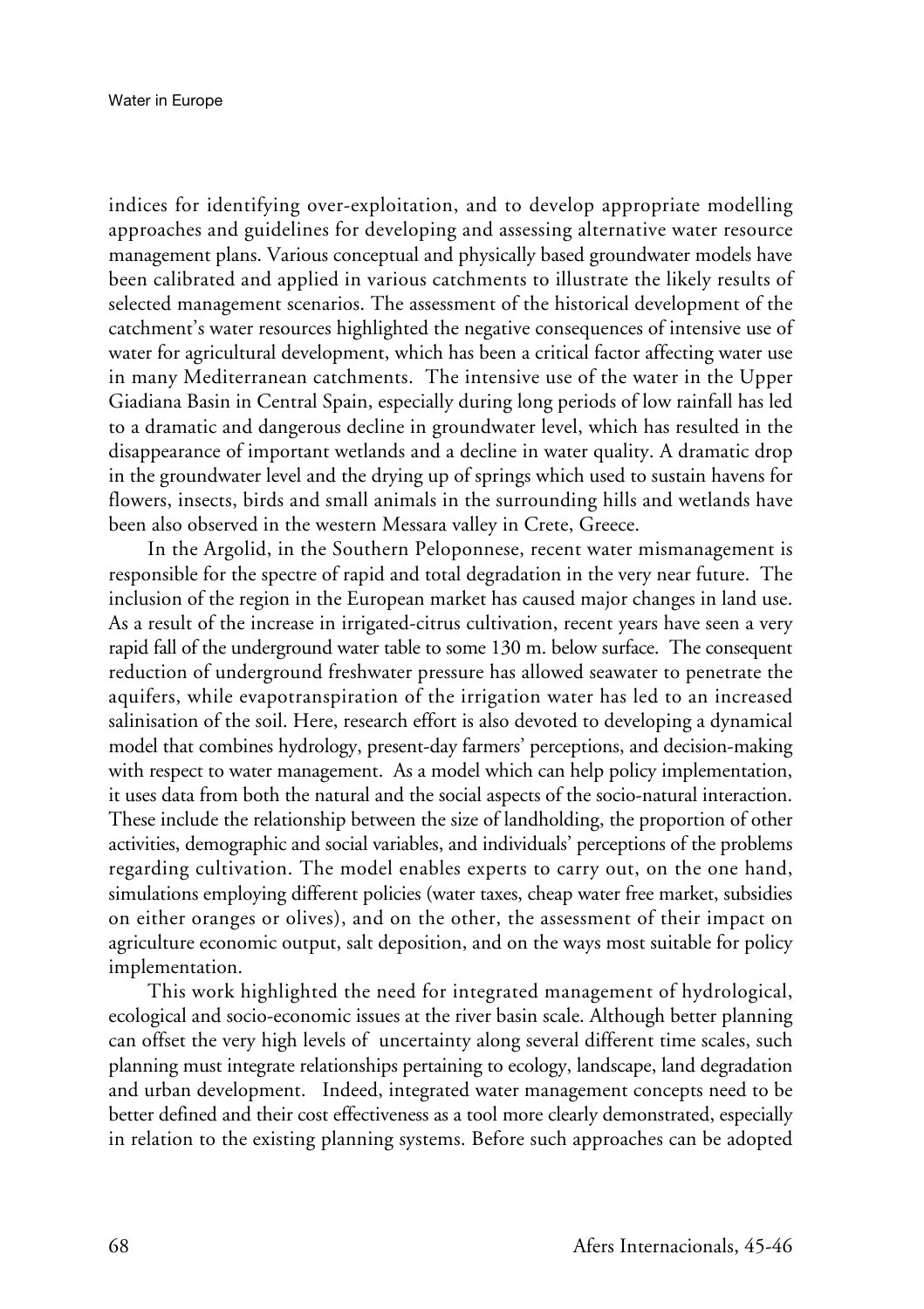indices for identifying over-exploitation, and to develop appropriate modelling approaches and guidelines for developing and assessing alternative water resource management plans. Various conceptual and physically based groundwater models have been calibrated and applied in various catchments to illustrate the likely results of selected management scenarios. The assessment of the historical development of the catchment's water resources highlighted the negative consequences of intensive use of water for agricultural development, which has been a critical factor affecting water use in many Mediterranean catchments. The intensive use of the water in the Upper Giadiana Basin in Central Spain, especially during long periods of low rainfall has led to a dramatic and dangerous decline in groundwater level, which has resulted in the disappearance of important wetlands and a decline in water quality. A dramatic drop in the groundwater level and the drying up of springs which used to sustain havens for flowers, insects, birds and small animals in the surrounding hills and wetlands have been also observed in the western Messara valley in Crete, Greece.

In the Argolid, in the Southern Peloponnese, recent water mismanagement is responsible for the spectre of rapid and total degradation in the very near future. The inclusion of the region in the European market has caused major changes in land use. As a result of the increase in irrigated-citrus cultivation, recent years have seen a very rapid fall of the underground water table to some 130 m. below surface. The consequent reduction of underground freshwater pressure has allowed seawater to penetrate the aquifers, while evapotranspiration of the irrigation water has led to an increased salinisation of the soil. Here, research effort is also devoted to developing a dynamical model that combines hydrology, present-day farmers' perceptions, and decision-making with respect to water management. As a model which can help policy implementation, it uses data from both the natural and the social aspects of the socio-natural interaction. These include the relationship between the size of landholding, the proportion of other activities, demographic and social variables, and individuals' perceptions of the problems regarding cultivation. The model enables experts to carry out, on the one hand, simulations employing different policies (water taxes, cheap water free market, subsidies on either oranges or olives), and on the other, the assessment of their impact on agriculture economic output, salt deposition, and on the ways most suitable for policy implementation.

This work highlighted the need for integrated management of hydrological, ecological and socio-economic issues at the river basin scale. Although better planning can offset the very high levels of uncertainty along several different time scales, such planning must integrate relationships pertaining to ecology, landscape, land degradation and urban development. Indeed, integrated water management concepts need to be better defined and their cost effectiveness as a tool more clearly demonstrated, especially in relation to the existing planning systems. Before such approaches can be adopted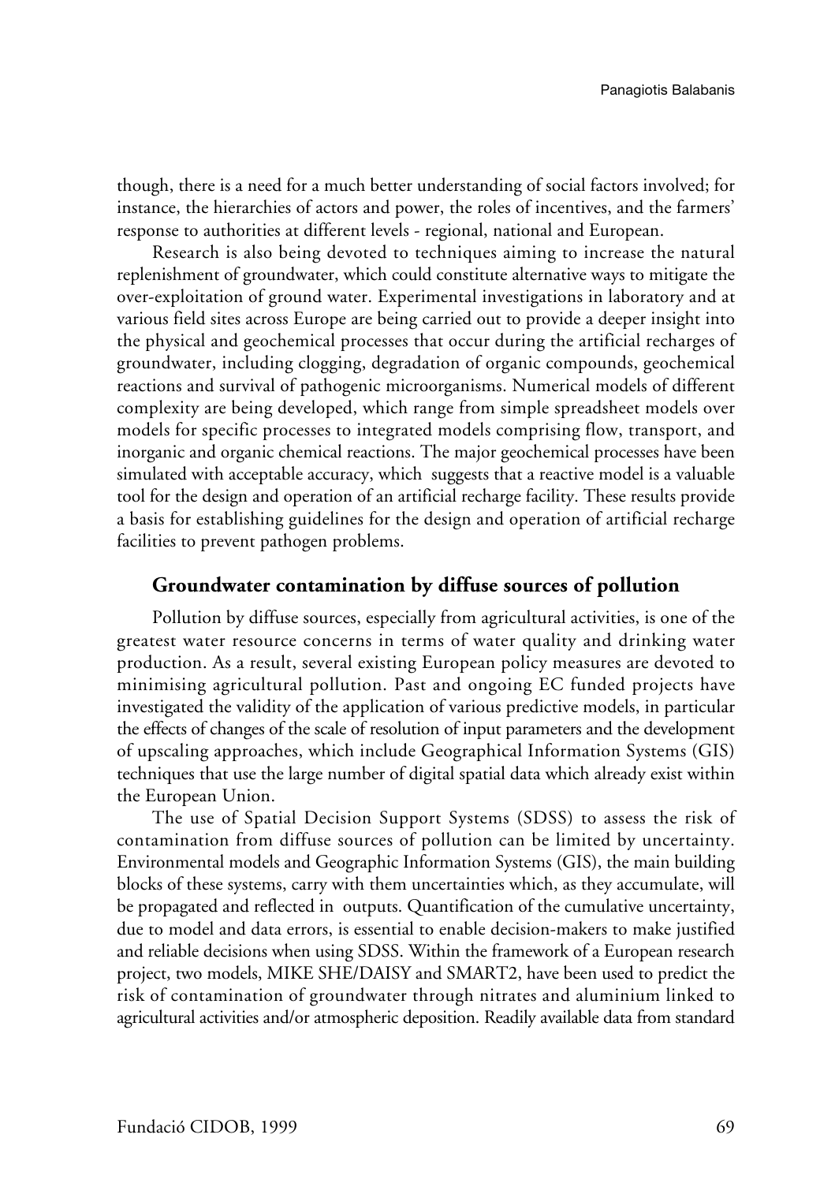though, there is a need for a much better understanding of social factors involved; for instance, the hierarchies of actors and power, the roles of incentives, and the farmers' response to authorities at different levels - regional, national and European.

Research is also being devoted to techniques aiming to increase the natural replenishment of groundwater, which could constitute alternative ways to mitigate the over-exploitation of ground water. Experimental investigations in laboratory and at various field sites across Europe are being carried out to provide a deeper insight into the physical and geochemical processes that occur during the artificial recharges of groundwater, including clogging, degradation of organic compounds, geochemical reactions and survival of pathogenic microorganisms. Numerical models of different complexity are being developed, which range from simple spreadsheet models over models for specific processes to integrated models comprising flow, transport, and inorganic and organic chemical reactions. The major geochemical processes have been simulated with acceptable accuracy, which suggests that a reactive model is a valuable tool for the design and operation of an artificial recharge facility. These results provide a basis for establishing guidelines for the design and operation of artificial recharge facilities to prevent pathogen problems.

## Groundwater contamination by diffuse sources of pollution

Pollution by diffuse sources, especially from agricultural activities, is one of the greatest water resource concerns in terms of water quality and drinking water production. As a result, several existing European policy measures are devoted to minimising agricultural pollution. Past and ongoing EC funded projects have investigated the validity of the application of various predictive models, in particular the effects of changes of the scale of resolution of input parameters and the development of upscaling approaches, which include Geographical Information Systems (GIS) techniques that use the large number of digital spatial data which already exist within the European Union.

The use of Spatial Decision Support Systems (SDSS) to assess the risk of contamination from diffuse sources of pollution can be limited by uncertainty. Environmental models and Geographic Information Systems (GIS), the main building blocks of these systems, carry with them uncertainties which, as they accumulate, will be propagated and reflected in outputs. Quantification of the cumulative uncertainty, due to model and data errors, is essential to enable decision-makers to make justified and reliable decisions when using SDSS. Within the framework of a European research project, two models, MIKE SHE/DAISY and SMART2, have been used to predict the risk of contamination of groundwater through nitrates and aluminium linked to agricultural activities and/or atmospheric deposition. Readily available data from standard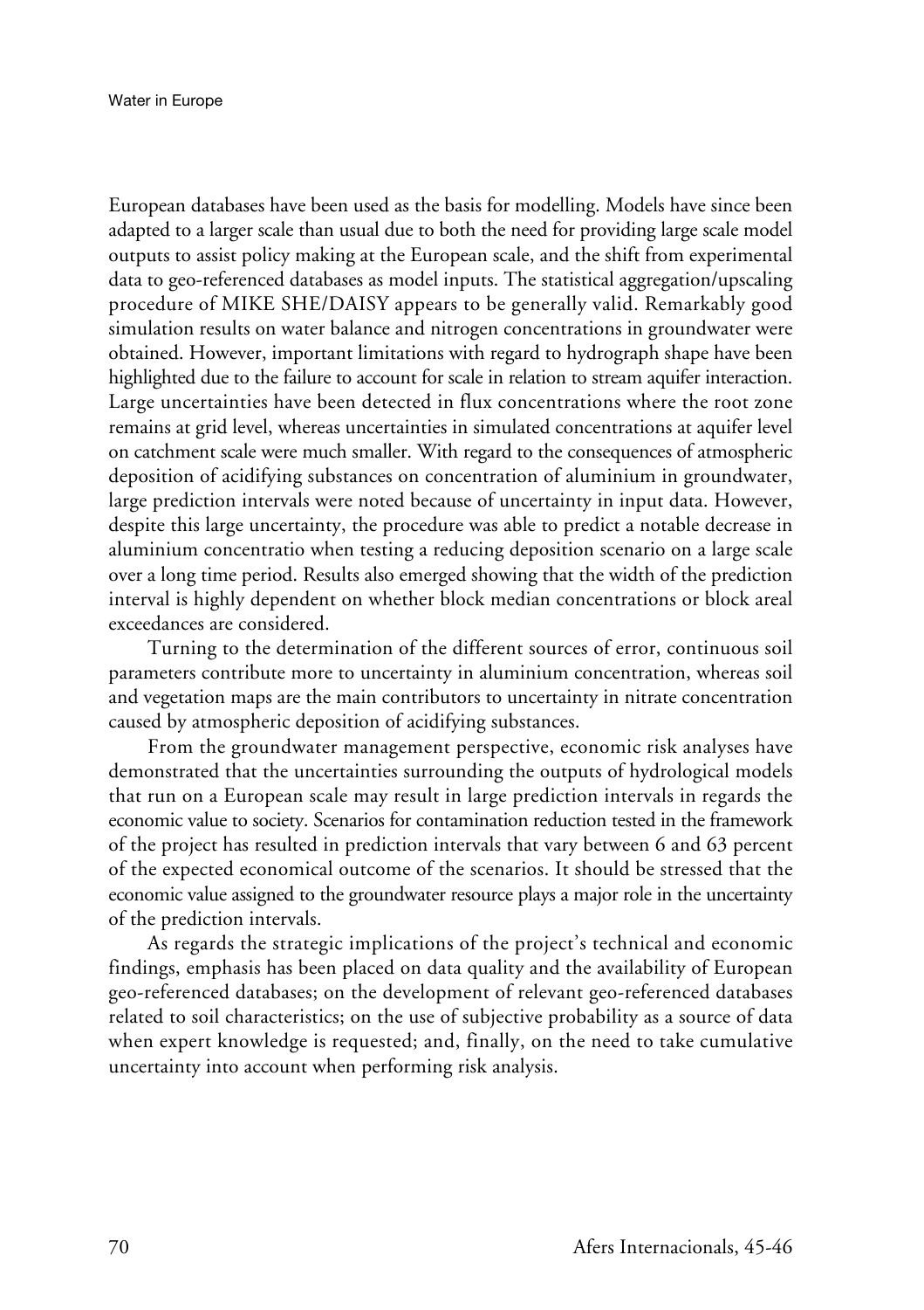European databases have been used as the basis for modelling. Models have since been adapted to a larger scale than usual due to both the need for providing large scale model outputs to assist policy making at the European scale, and the shift from experimental data to geo-referenced databases as model inputs. The statistical aggregation/upscaling procedure of MIKE SHE/DAISY appears to be generally valid. Remarkably good simulation results on water balance and nitrogen concentrations in groundwater were obtained. However, important limitations with regard to hydrograph shape have been highlighted due to the failure to account for scale in relation to stream aquifer interaction. Large uncertainties have been detected in flux concentrations where the root zone remains at grid level, whereas uncertainties in simulated concentrations at aquifer level on catchment scale were much smaller. With regard to the consequences of atmospheric deposition of acidifying substances on concentration of aluminium in groundwater, large prediction intervals were noted because of uncertainty in input data. However, despite this large uncertainty, the procedure was able to predict a notable decrease in aluminium concentratio when testing a reducing deposition scenario on a large scale over a long time period. Results also emerged showing that the width of the prediction interval is highly dependent on whether block median concentrations or block areal exceedances are considered.

Turning to the determination of the different sources of error, continuous soil parameters contribute more to uncertainty in aluminium concentration, whereas soil and vegetation maps are the main contributors to uncertainty in nitrate concentration caused by atmospheric deposition of acidifying substances.

From the groundwater management perspective, economic risk analyses have demonstrated that the uncertainties surrounding the outputs of hydrological models that run on a European scale may result in large prediction intervals in regards the economic value to society. Scenarios for contamination reduction tested in the framework of the project has resulted in prediction intervals that vary between 6 and 63 percent of the expected economical outcome of the scenarios. It should be stressed that the economic value assigned to the groundwater resource plays a major role in the uncertainty of the prediction intervals.

As regards the strategic implications of the project's technical and economic findings, emphasis has been placed on data quality and the availability of European geo-referenced databases; on the development of relevant geo-referenced databases related to soil characteristics; on the use of subjective probability as a source of data when expert knowledge is requested; and, finally, on the need to take cumulative uncertainty into account when performing risk analysis.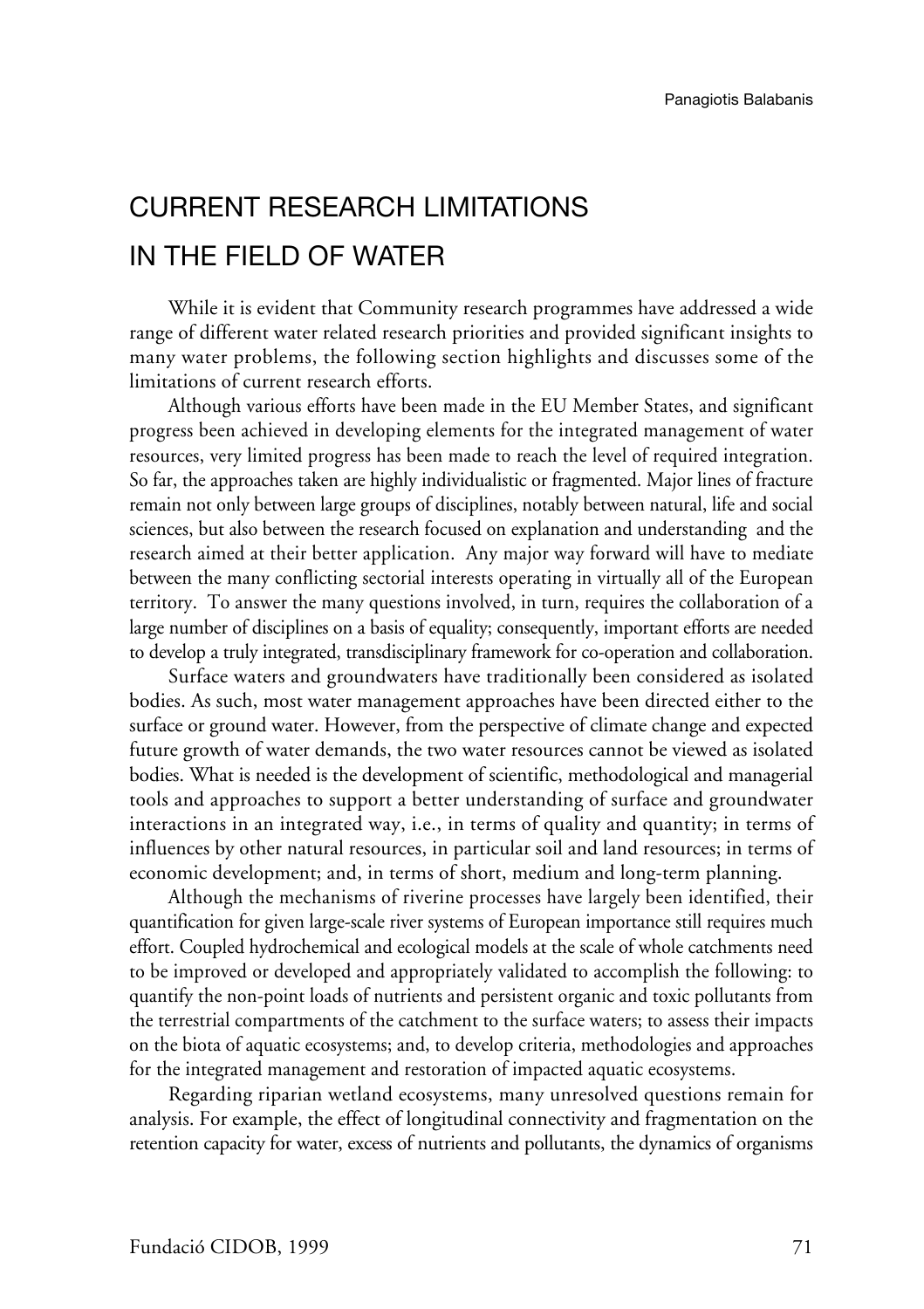# CURRENT RESEARCH LIMITATIONS IN THE FIELD OF WATER

While it is evident that Community research programmes have addressed a wide range of different water related research priorities and provided significant insights to many water problems, the following section highlights and discusses some of the limitations of current research efforts.

Although various efforts have been made in the EU Member States, and significant progress been achieved in developing elements for the integrated management of water resources, very limited progress has been made to reach the level of required integration. So far, the approaches taken are highly individualistic or fragmented. Major lines of fracture remain not only between large groups of disciplines, notably between natural, life and social sciences, but also between the research focused on explanation and understanding and the research aimed at their better application. Any major way forward will have to mediate between the many conflicting sectorial interests operating in virtually all of the European territory. To answer the many questions involved, in turn, requires the collaboration of a large number of disciplines on a basis of equality; consequently, important efforts are needed to develop a truly integrated, transdisciplinary framework for co-operation and collaboration.

Surface waters and groundwaters have traditionally been considered as isolated bodies. As such, most water management approaches have been directed either to the surface or ground water. However, from the perspective of climate change and expected future growth of water demands, the two water resources cannot be viewed as isolated bodies. What is needed is the development of scientific, methodological and managerial tools and approaches to support a better understanding of surface and groundwater interactions in an integrated way, i.e., in terms of quality and quantity; in terms of influences by other natural resources, in particular soil and land resources; in terms of economic development; and, in terms of short, medium and long-term planning.

Although the mechanisms of riverine processes have largely been identified, their quantification for given large-scale river systems of European importance still requires much effort. Coupled hydrochemical and ecological models at the scale of whole catchments need to be improved or developed and appropriately validated to accomplish the following: to quantify the non-point loads of nutrients and persistent organic and toxic pollutants from the terrestrial compartments of the catchment to the surface waters; to assess their impacts on the biota of aquatic ecosystems; and, to develop criteria, methodologies and approaches for the integrated management and restoration of impacted aquatic ecosystems.

Regarding riparian wetland ecosystems, many unresolved questions remain for analysis. For example, the effect of longitudinal connectivity and fragmentation on the retention capacity for water, excess of nutrients and pollutants, the dynamics of organisms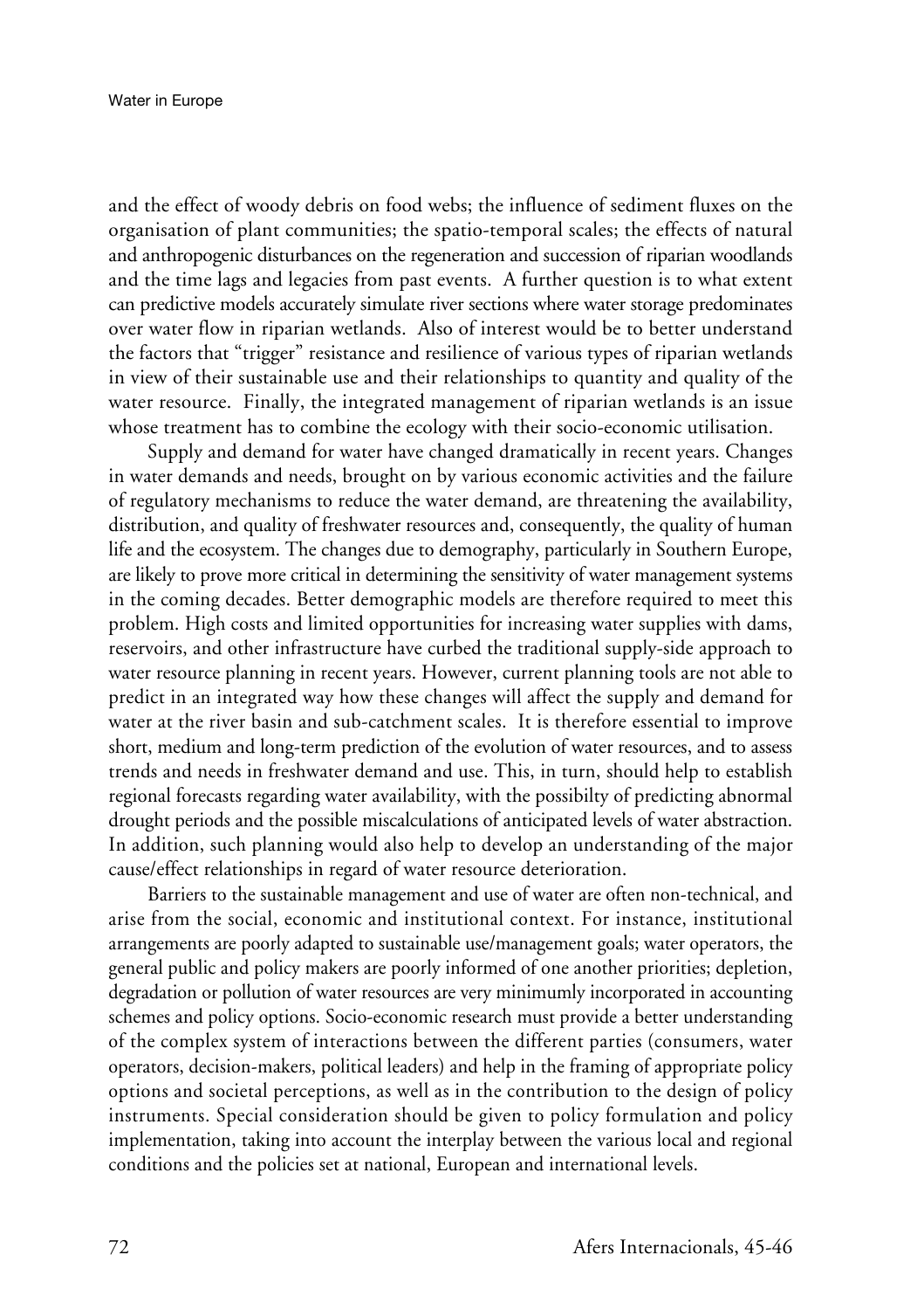and the effect of woody debris on food webs; the influence of sediment fluxes on the organisation of plant communities; the spatio-temporal scales; the effects of natural and anthropogenic disturbances on the regeneration and succession of riparian woodlands and the time lags and legacies from past events. A further question is to what extent can predictive models accurately simulate river sections where water storage predominates over water flow in riparian wetlands. Also of interest would be to better understand the factors that "trigger" resistance and resilience of various types of riparian wetlands in view of their sustainable use and their relationships to quantity and quality of the water resource. Finally, the integrated management of riparian wetlands is an issue whose treatment has to combine the ecology with their socio-economic utilisation.

Supply and demand for water have changed dramatically in recent years. Changes in water demands and needs, brought on by various economic activities and the failure of regulatory mechanisms to reduce the water demand, are threatening the availability, distribution, and quality of freshwater resources and, consequently, the quality of human life and the ecosystem. The changes due to demography, particularly in Southern Europe, are likely to prove more critical in determining the sensitivity of water management systems in the coming decades. Better demographic models are therefore required to meet this problem. High costs and limited opportunities for increasing water supplies with dams, reservoirs, and other infrastructure have curbed the traditional supply-side approach to water resource planning in recent years. However, current planning tools are not able to predict in an integrated way how these changes will affect the supply and demand for water at the river basin and sub-catchment scales. It is therefore essential to improve short, medium and long-term prediction of the evolution of water resources, and to assess trends and needs in freshwater demand and use. This, in turn, should help to establish regional forecasts regarding water availability, with the possibilty of predicting abnormal drought periods and the possible miscalculations of anticipated levels of water abstraction. In addition, such planning would also help to develop an understanding of the major cause/effect relationships in regard of water resource deterioration.

Barriers to the sustainable management and use of water are often non-technical, and arise from the social, economic and institutional context. For instance, institutional arrangements are poorly adapted to sustainable use/management goals; water operators, the general public and policy makers are poorly informed of one another priorities; depletion, degradation or pollution of water resources are very minimumly incorporated in accounting schemes and policy options. Socio-economic research must provide a better understanding of the complex system of interactions between the different parties (consumers, water operators, decision-makers, political leaders) and help in the framing of appropriate policy options and societal perceptions, as well as in the contribution to the design of policy instruments. Special consideration should be given to policy formulation and policy implementation, taking into account the interplay between the various local and regional conditions and the policies set at national, European and international levels.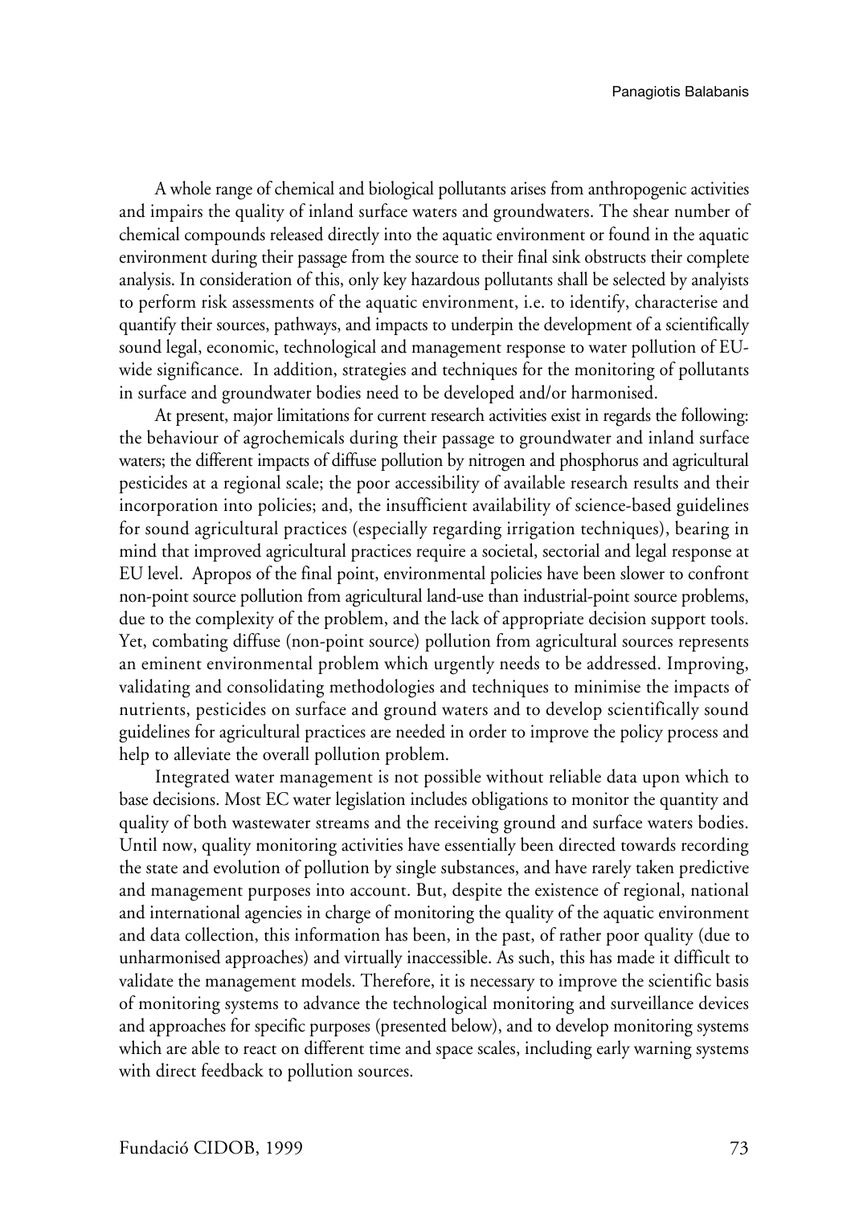A whole range of chemical and biological pollutants arises from anthropogenic activities and impairs the quality of inland surface waters and groundwaters. The shear number of chemical compounds released directly into the aquatic environment or found in the aquatic environment during their passage from the source to their final sink obstructs their complete analysis. In consideration of this, only key hazardous pollutants shall be selected by analysts to perform risk assessments of the aquatic environment, i.e. to identify, characterise and quantify their sources, pathways, and impacts to underpin the development of a scientifically sound legal, economic, technological and management response to water pollution of EU-wide significance. In addition, strategies and techniques for the monitoring of pollutants in surface and groundwater bodies need to be developed and/or harmonised.

At present, major limitations for current research activities exist in regards the following: the behaviour of agrochemicals during their passage to groundwater and inland surface waters; the different impacts of diffuse pollution by nitrogen and phosphorus and agricultural pesticides at a regional scale; the poor accessibility of available research results and their incorporation into policies; and, the insufficient availability of science-based guidelines for sound agricultural practices (especially regarding irrigation techniques), bearing in mind that improved agricultural practices require a societal, sectorial and legal response at EU level. Apropos of the final point, environmental policies have been slower to confront non-point source pollution from agricultural land-use than industrial-point source problems, due to the complexity of the problem, and the lack of appropriate decision support tools. Yet, combating diffuse (non-point source) pollution from agricultural sources represents an eminent environmental problem which urgently needs to be addressed. Improving, validating and consolidating methodologies and techniques to minimise the impacts of nutrients, pesticides on surface and ground waters and to develop scientifically sound guidelines for agricultural practices are needed in order to improve the policy process and help to alleviate the overall pollution problem.

Integrated water management is not possible without reliable data upon which to base decisions. Most EC water legislation includes obligations to monitor the quantity and quality of both wastewater streams and the receiving ground and surface waters bodies. Until now, quality monitoring activities have essentially been directed towards recording the state and evolution of pollution by single substances, and have rarely taken predictive and management purposes into account. But, despite the existence of regional, national and international agencies in charge of monitoring the quality of the aquatic environment and data collection, this information has been, in the past, of rather poor quality (due to unharmonised approaches) and virtually inaccessible. As such, this has made it difficult to validate the management models. Therefore, it is necessary to improve the scientific basis of monitoring systems to advance the technological monitoring and surveillance devices and approaches for specific purposes (presented below), and to develop monitoring systems which are able to react on different time and space scales, including early warning systems with direct feedback to pollution sources.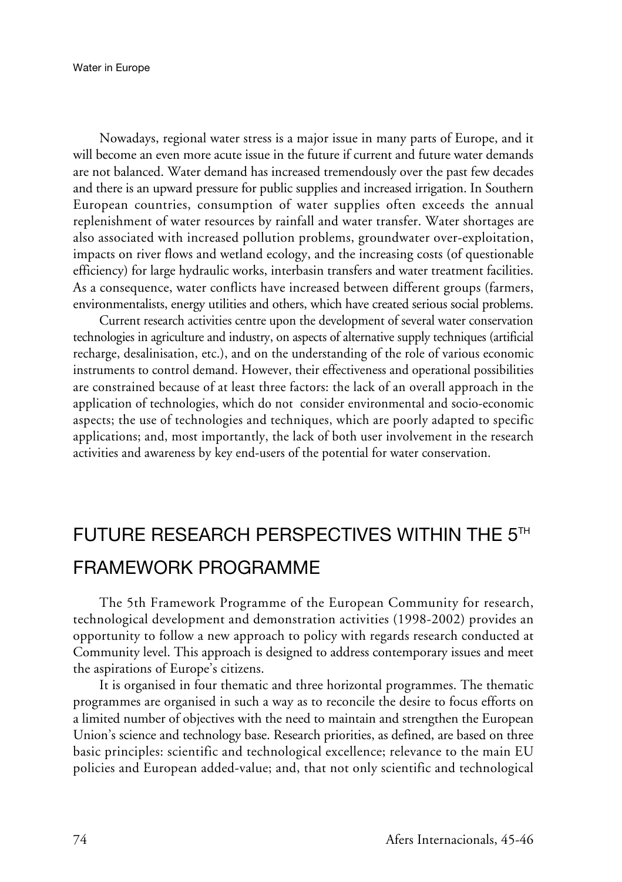Nowadays, regional water stress is a major issue in many parts of Europe, and it will become an even more acute issue in the future if current and future water demands are not balanced. Water demand has increased tremendously over the past few decades and there is an upward pressure for public supplies and increased irrigation. In Southern European countries, consumption of water supplies often exceeds the annual replenishment of water resources by rainfall and water transfer. Water shortages are also associated with increased pollution problems, groundwater over-exploitation, impacts on river flows and wetland ecology, and the increasing costs (of questionable efficiency) for large hydraulic works, interbasin transfers and water treatment facilities. As a consequence, water conflicts have increased between different groups (farmers, environmentalists, energy utilities and others, which have created serious social problems.

Current research activities centre upon the development of several water conservation technologies in agriculture and industry, on aspects of alternative supply techniques (artificial recharge, desalinisation, etc.), and on the understanding of the role of various economic instruments to control demand. However, their effectiveness and operational possibilities are constrained because of at least three factors: the lack of an overall approach in the application of technologies, which do not consider environmental and socio-economic aspects; the use of technologies and techniques, which are poorly adapted to specific applications; and, most importantly, the lack of both user involvement in the research activities and awareness by key end-users of the potential for water conservation.

## FUTURE RESEARCH PERSPECTIVES WITHIN THE 5TH FRAMEWORK PROGRAMME

The 5th Framework Programme of the European Community for research, technological development and demonstration activities (1998-2002) provides an opportunity to follow a new approach to policy with regards research conducted at Community level. This approach is designed to address contemporary issues and meet the aspirations of Europe's citizens.

It is organised in four thematic and three horizontal programmes. The thematic programmes are organised in such a way as to reconcile the desire to focus efforts on a limited number of objectives with the need to maintain and strengthen the European Union's science and technology base. Research priorities, as defined, are based on three basic principles: scientific and technological excellence; relevance to the main EU policies and European added-value; and, that not only scientific and technological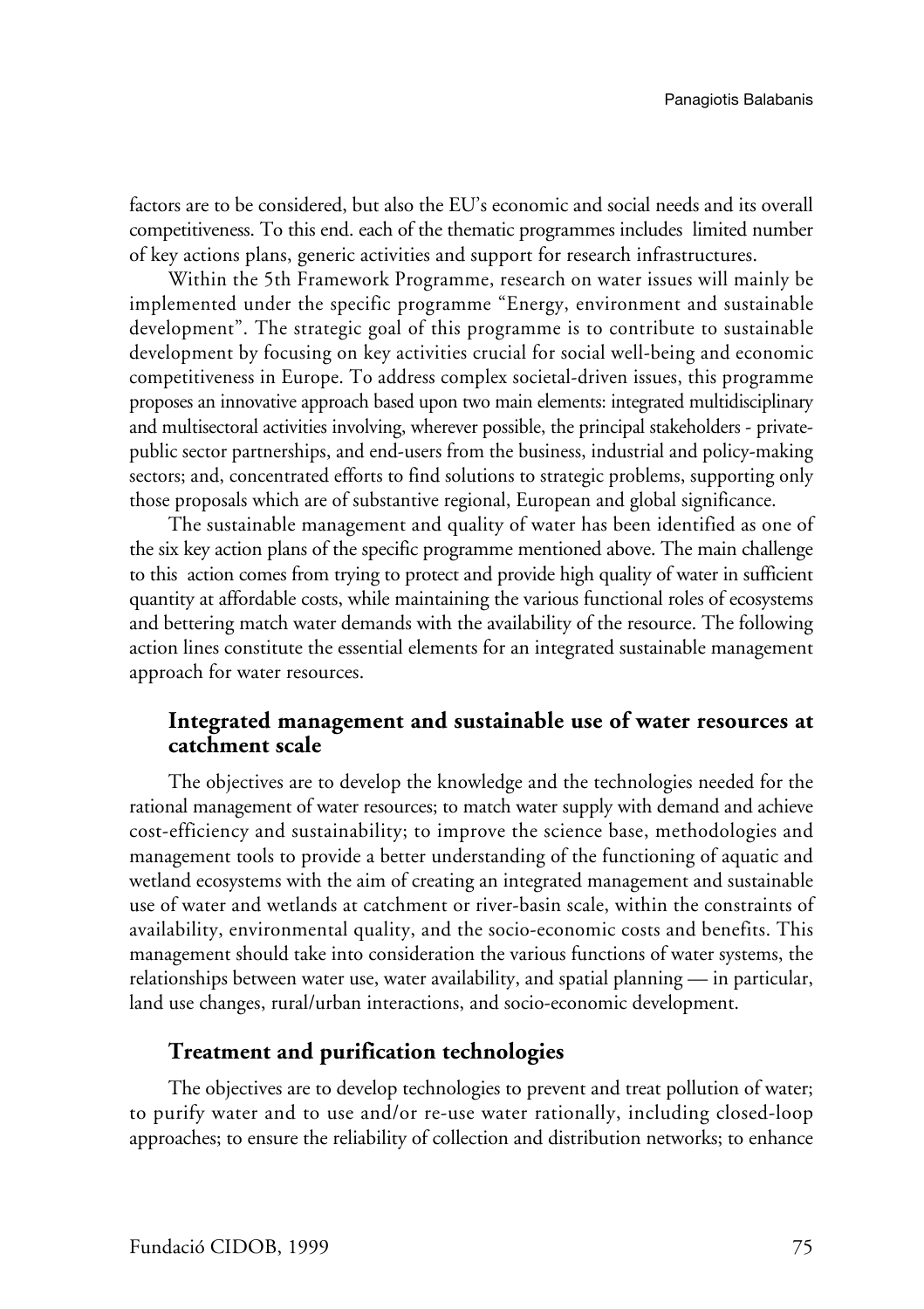factors are to be considered, but also the EU's economic and social needs and its overall competitiveness. To this end. each of the thematic programmes includes limited number of key actions plans, generic activities and support for research infrastructures.

Within the 5th Framework Programme, research on water issues will mainly be implemented under the specific programme "Energy, environment and sustainable development". The strategic goal of this programme is to contribute to sustainable development by focusing on key activities crucial for social well-being and economic competitiveness in Europe. To address complex societal-driven issues, this programme proposes an innovative approach based upon two main elements: integrated multidisciplinary and multisectoral activities involving, wherever possible, the principal stakeholders - private-public sector partnerships, and end-users from the business, industrial and policy-making sectors; and, concentrated efforts to find solutions to strategic problems, supporting only those proposals which are of substantive regional, European and global significance.

The sustainable management and quality of water has been identified as one of the six key action plans of the specific programme mentioned above. The main challenge to this action comes from trying to protect and provide high quality of water in sufficient quantity at affordable costs, while maintaining the various functional roles of ecosystems and bettering match water demands with the availability of the resource. The following action lines constitute the essential elements for an integrated sustainable management approach for water resources.

### Integrated management and sustainable use of water resources at catchment scale

The objectives are to develop the knowledge and the technologies needed for the rational management of water resources; to match water supply with demand and achieve cost-efficiency and sustainability; to improve the science base, methodologies and management tools to provide a better understanding of the functioning of aquatic and wetland ecosystems with the aim of creating an integrated management and sustainable use of water and wetlands at catchment or river-basin scale, within the constraints of availability, environmental quality, and the socio-economic costs and benefits. This management should take into consideration the various functions of water systems, the relationships between water use, water availability, and spatial planning — in particular, land use changes, rural/urban interactions, and socio-economic development.

### Treatment and purification technologies

The objectives are to develop technologies to prevent and treat pollution of water; to purify water and to use and/or re-use water rationally, including closed-loop approaches; to ensure the reliability of collection and distribution networks; to enhance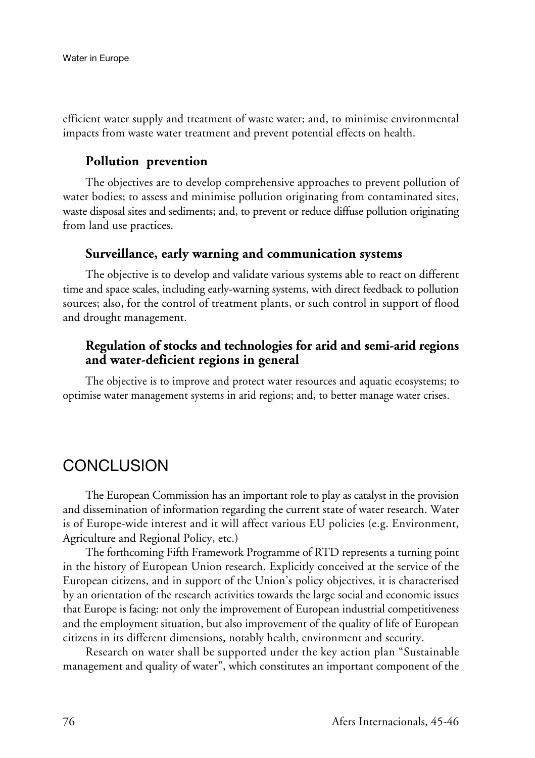efficient water supply and treatment of waste water; and, to minimise environmental impacts from waste water treatment and prevent potential effects on health.

### Pollution prevention

The objectives are to develop comprehensive approaches to prevent pollution of water bodies; to assess and minimise pollution originating from contaminated sites, waste disposal sites and sediments; and, to prevent or reduce diffuse pollution originating from land use practices.

### Surveillance, early warning and communication systems

The objective is to develop and validate various systems able to react on different time and space scales, including early-warning systems, with direct feedback to pollution sources; also, for the control of treatment plants, or such control in support of flood and drought management.

### Regulation of stocks and technologies for arid and semi-arid regions and water-deficient regions in general

The objective is to improve and protect water resources and aquatic ecosystems; to optimise water management systems in arid regions; and, to better manage water crises.

## CONCLUSION

The European Commission has an important role to play as catalyst in the provision and dissemination of information regarding the current state of water research. Water is of Europe-wide interest and it will affect various EU policies (e.g. Environment, Agriculture and Regional Policy, etc.)

The forthcoming Fifth Framework Programme of RTD represents a turning point in the history of European Union research. Explicitly conceived at the service of the European citizens, and in support of the Union's policy objectives, it is characterised by an orientation of the research activities towards the large social and economic issues that Europe is facing: not only the improvement of European industrial competitiveness and the employment situation, but also improvement of the quality of life of European citizens in its different dimensions, notably health, environment and security.

Research on water shall be supported under the key action plan "Sustainable management and quality of water", which constitutes an important component of the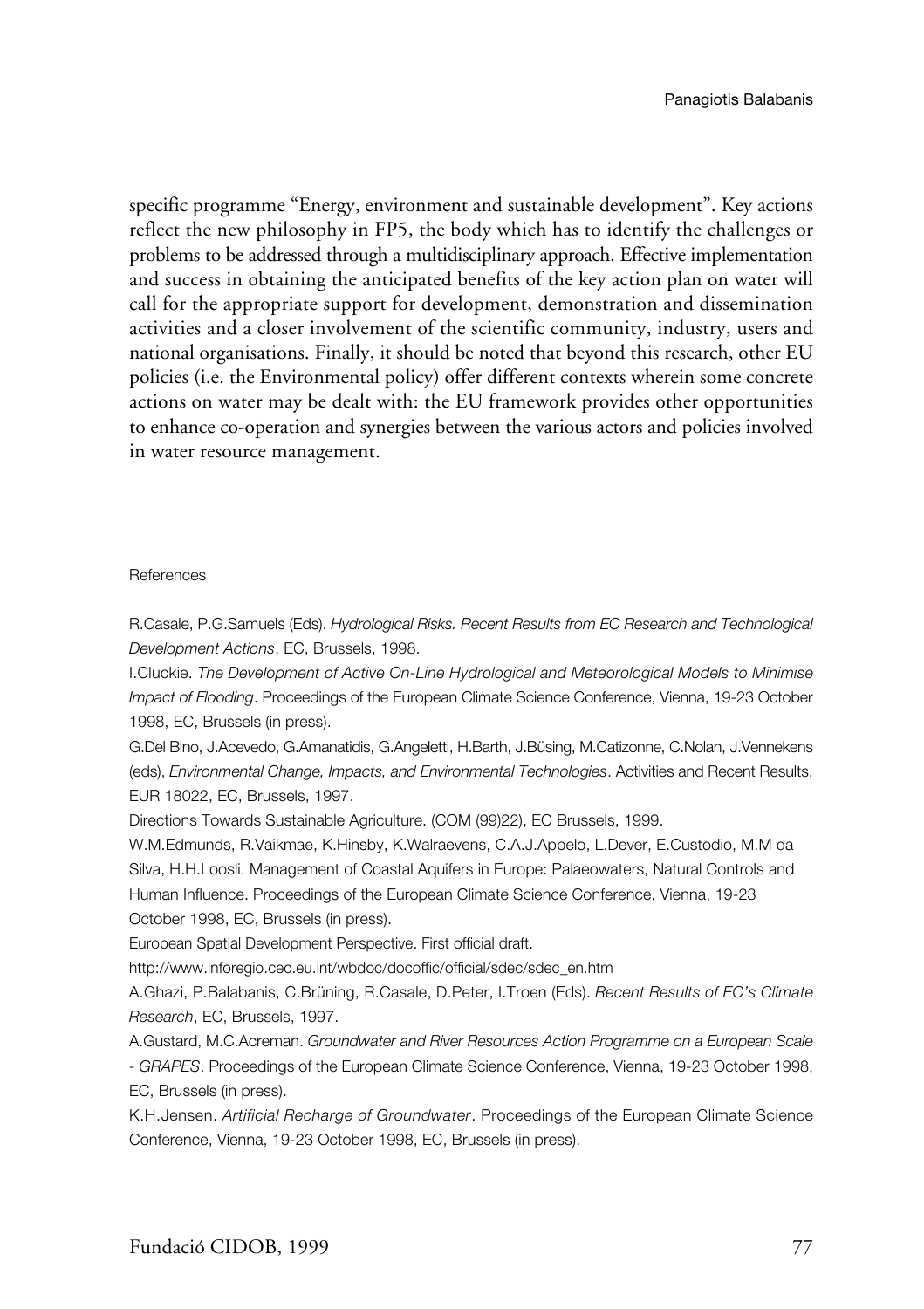specific programme "Energy, environment and sustainable development". Key actions reflect the new philosophy in FP5, the body which has to identify the challenges or problems to be addressed through a multidisciplinary approach. Effective implementation and success in obtaining the anticipated benefits of the key action plan on water will call for the appropriate support for development, demonstration and dissemination activities and a closer involvement of the scientific community, industry, users and national organisations. Finally, it should be noted that beyond this research, other EU policies (i.e. the Environmental policy) offer different contexts wherein some concrete actions on water may be dealt with: the EU framework provides other opportunities to enhance co-operation and synergies between the various actors and policies involved in water resource management.

References

R.Casale, P.G.Samuels (Eds). *Hydrological Risks. Recent Results from EC Research and Technological Development Actions*, EC, Brussels, 1998.

I.Cluckie. *The Development of Active On-Line Hydrological and Meteorological Models to Minimise Impact of Flooding*. Proceedings of the European Climate Science Conference, Vienna, 19-23 October 1998, EC, Brussels (in press).

G.Del Bino, J.Acevedo, G.Amanatidis, G.Angeletti, H.Barth, J.Büsing, M.Catizonne, C.Nolan, J.Vennekens (eds), *Environmental Change, Impacts, and Environmental Technologies*. Activities and Recent Results, EUR 18022, EC, Brussels, 1997.

Directions Towards Sustainable Agriculture. (COM (99)22), EC Brussels, 1999.

W.M.Edmunds, R.Vaikmae, K.Hinsby, K.Walraevens, C.A.J.Appelo, L.Dever, E.Custodio, M.M da Silva, H.H.Loosli. Management of Coastal Aquifers in Europe: Palaeowaters, Natural Controls and Human Influence. Proceedings of the European Climate Science Conference, Vienna, 19-23 October 1998, EC, Brussels (in press).

European Spatial Development Perspective. First official draft.

http://www.inforegio.cec.eu.int/wbdoc/docoffic/official/sdec/sdec_en.htm

A.Ghazi, P.Balabanis, C.Brüning, R.Casale, D.Peter, I.Troen (Eds). *Recent Results of EC's Climate Research*, EC, Brussels, 1997.

A.Gustard, M.C.Acreman. *Groundwater and River Resources Action Programme on a European Scale - GRAPES*. Proceedings of the European Climate Science Conference, Vienna, 19-23 October 1998, EC, Brussels (in press).

K.H.Jensen. *Artificial Recharge of Groundwater*. Proceedings of the European Climate Science Conference, Vienna, 19-23 October 1998, EC, Brussels (in press).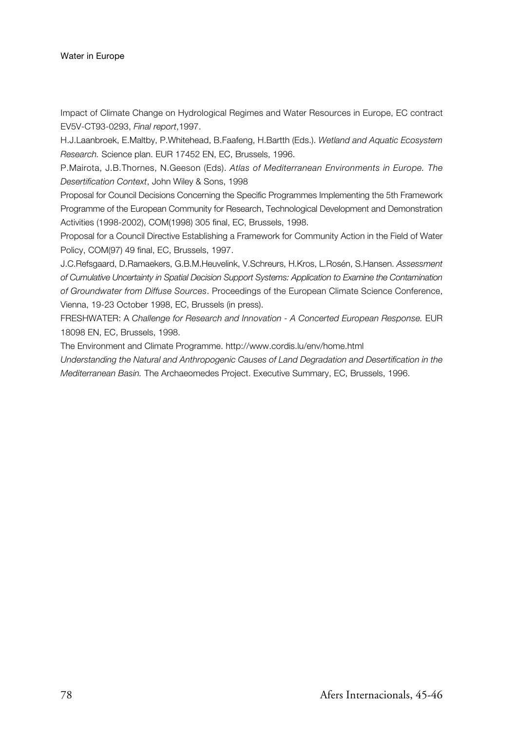Impact of Climate Change on Hydrological Regimes and Water Resources in Europe, EC contract EV5V-CT93-0293, *Final report*,1997.

H.J.Laanbroek, E.Maltby, P.Whitehead, B.Faafeng, H.Bartth (Eds.). *Wetland and Aquatic Ecosystem Research.* Science plan. EUR 17452 EN, EC, Brussels, 1996.

P.Mairota, J.B.Thornes, N.Geeson (Eds). *Atlas of Mediterranean Environments in Europe. The Desertification Context*, John Wiley & Sons, 1998

Proposal for Council Decisions Concerning the Specific Programmes Implementing the 5th Framework Programme of the European Community for Research, Technological Development and Demonstration Activities (1998-2002), COM(1998) 305 final, EC, Brussels, 1998.

Proposal for a Council Directive Establishing a Framework for Community Action in the Field of Water Policy, COM(97) 49 final, EC, Brussels, 1997.

J.C.Refsgaard, D.Ramaekers, G.B.M.Heuvelink, V.Schreurs, H.Kros, L.Rosén, S.Hansen. *Assessment of Cumulative Uncertainty in Spatial Decision Support Systems: Application to Examine the Contamination of Groundwater from Diffuse Sources*. Proceedings of the European Climate Science Conference, Vienna, 19-23 October 1998, EC, Brussels (in press).

FRESHWATER: A *Challenge for Research and Innovation - A Concerted European Response.* EUR 18098 EN, EC, Brussels, 1998.

The Environment and Climate Programme. http://www.cordis.lu/env/home.html

*Understanding the Natural and Anthropogenic Causes of Land Degradation and Desertification in the Mediterranean Basin.* The Archaeomedes Project. Executive Summary, EC, Brussels, 1996.